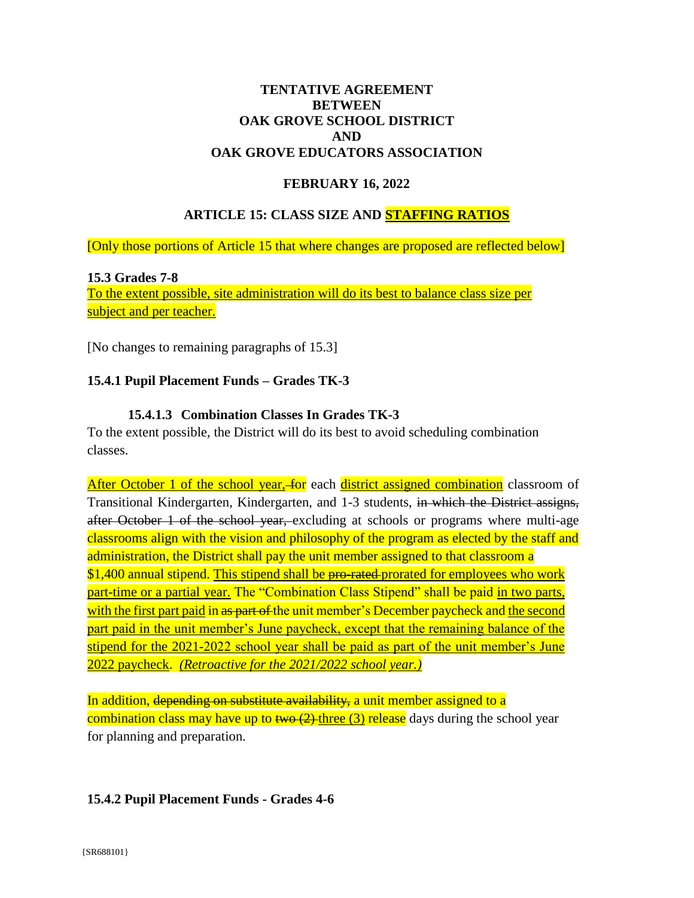**TENTATIVE AGREEMENT**
**BETWEEN**
**OAK GROVE SCHOOL DISTRICT**
**AND**
**OAK GROVE EDUCATORS ASSOCIATION**

**FEBRUARY 16, 2022**

**ARTICLE 15: CLASS SIZE AND STAFFING RATIOS**

[Only those portions of Article 15 that where changes are proposed are reflected below]

**15.3 Grades 7-8**

To the extent possible, site administration will do its best to balance class size per subject and per teacher.

[No changes to remaining paragraphs of 15.3]

**15.4.1 Pupil Placement Funds – Grades TK-3**

**15.4.1.3 Combination Classes In Grades TK-3**

To the extent possible, the District will do its best to avoid scheduling combination classes.

After October 1 of the school year, ~~f~~or each district assigned combination classroom of Transitional Kindergarten, Kindergarten, and 1-3 students, ~~in which the District assigns, after October 1 of the school year,~~ excluding at schools or programs where multi-age classrooms align with the vision and philosophy of the program as elected by the staff and administration, the District shall pay the unit member assigned to that classroom a $1,400 annual stipend. This stipend shall be ~~pro-rated~~ prorated for employees who work part-time or a partial year. The "Combination Class Stipend" shall be paid in two parts, with the first part paid in ~~as part of~~ the unit member's December paycheck and the second part paid in the unit member's June paycheck, except that the remaining balance of the stipend for the 2021-2022 school year shall be paid as part of the unit member's June 2022 paycheck. *(Retroactive for the 2021/2022 school year.)*

In addition, ~~depending on substitute availability,~~ a unit member assigned to a combination class may have up to ~~two (2)~~ three (3) release days during the school year for planning and preparation.

**15.4.2 Pupil Placement Funds - Grades 4-6**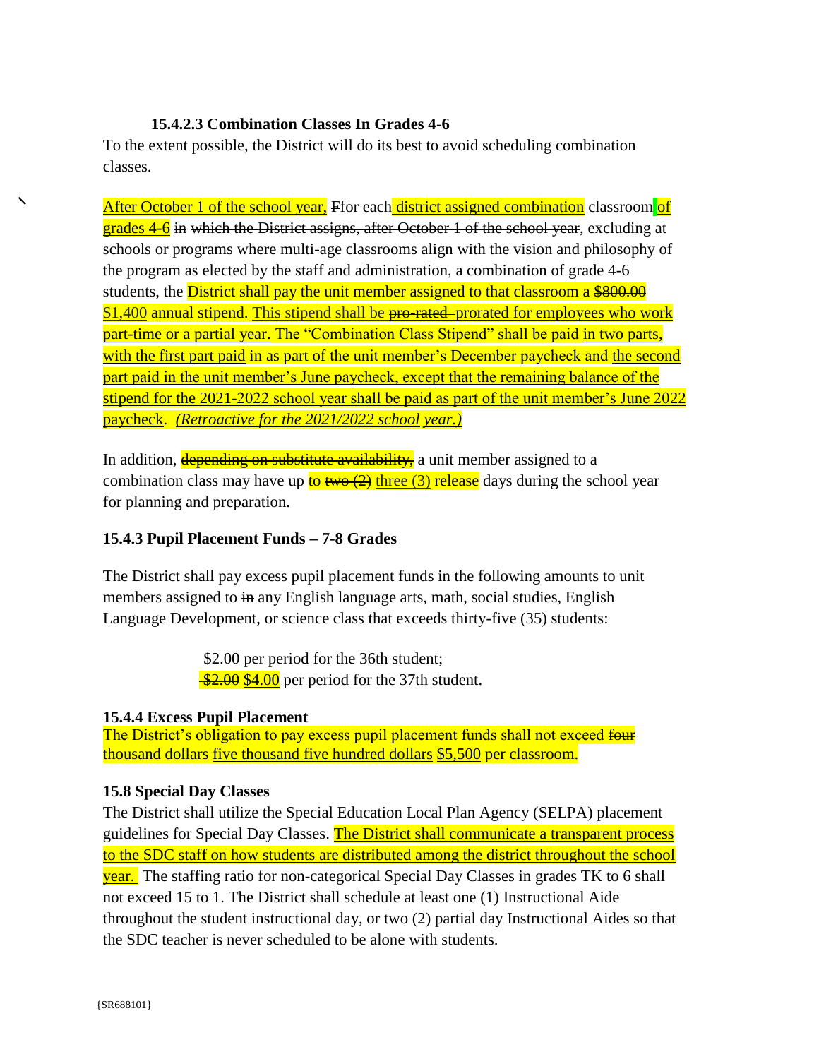**15.4.2.3 Combination Classes In Grades 4-6**

To the extent possible, the District will do its best to avoid scheduling combination classes.

After October 1 of the school year, ~~F~~for each district assigned combination classroom of grades 4-6 ~~in which the District assigns, after October 1 of the school year~~, excluding at schools or programs where multi-age classrooms align with the vision and philosophy of the program as elected by the staff and administration, a combination of grade 4-6 students, the District shall pay the unit member assigned to that classroom a ~~$800.00~~ $1,400 annual stipend. This stipend shall be ~~pro-rated~~ prorated for employees who work part-time or a partial year. The "Combination Class Stipend" shall be paid in two parts, with the first part paid in ~~as part of~~ the unit member's December paycheck and the second part paid in the unit member's June paycheck, except that the remaining balance of the stipend for the 2021-2022 school year shall be paid as part of the unit member's June 2022 paycheck. *(Retroactive for the 2021/2022 school year.)*

In addition, ~~depending on substitute availability,~~ a unit member assigned to a combination class may have up to ~~two (2)~~ three (3) release days during the school year for planning and preparation.

**15.4.3 Pupil Placement Funds – 7-8 Grades**

The District shall pay excess pupil placement funds in the following amounts to unit members assigned to ~~in~~ any English language arts, math, social studies, English Language Development, or science class that exceeds thirty-five (35) students:

$2.00 per period for the 36th student;
~~$2.00~~ $4.00 per period for the 37th student.

**15.4.4 Excess Pupil Placement**

The District's obligation to pay excess pupil placement funds shall not exceed ~~four thousand dollars~~ five thousand five hundred dollars $5,500 per classroom.

**15.8 Special Day Classes**

The District shall utilize the Special Education Local Plan Agency (SELPA) placement guidelines for Special Day Classes. The District shall communicate a transparent process to the SDC staff on how students are distributed among the district throughout the school year. The staffing ratio for non-categorical Special Day Classes in grades TK to 6 shall not exceed 15 to 1. The District shall schedule at least one (1) Instructional Aide throughout the student instructional day, or two (2) partial day Instructional Aides so that the SDC teacher is never scheduled to be alone with students.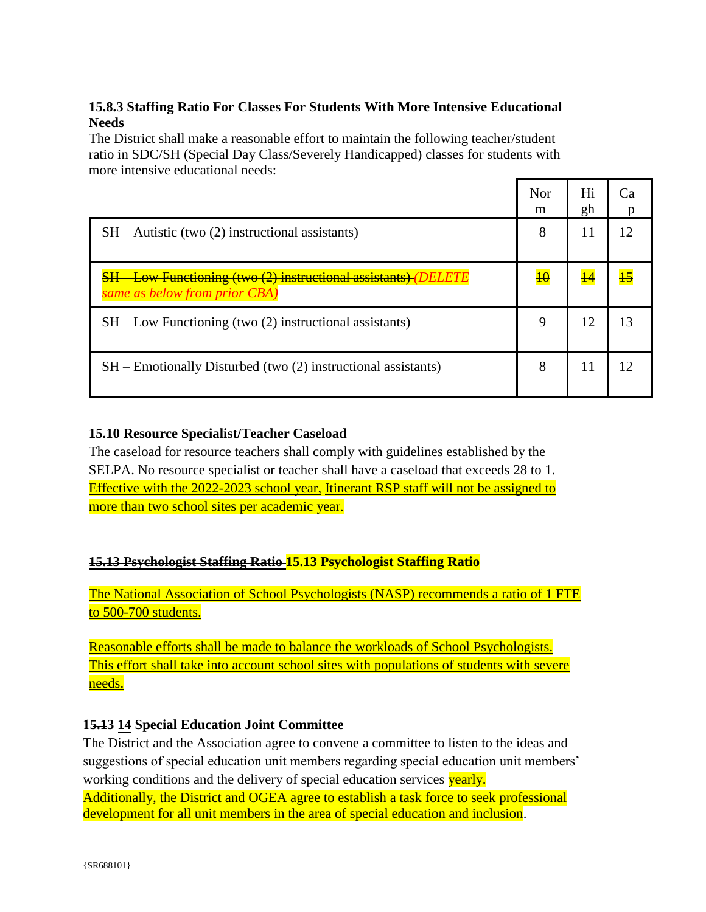**15.8.3 Staffing Ratio For Classes For Students With More Intensive Educational Needs**

The District shall make a reasonable effort to maintain the following teacher/student ratio in SDC/SH (Special Day Class/Severely Handicapped) classes for students with more intensive educational needs:

| | Norm | High | Cap |
|---|---|---|---|
| SH – Autistic (two (2) instructional assistants) | 8 | 11 | 12 |
| ~~SH – Low Functioning (two (2) instructional assistants)~~ *(DELETE same as below from prior CBA)* | ~~10~~ | ~~14~~ | ~~15~~ |
| SH – Low Functioning (two (2) instructional assistants) | 9 | 12 | 13 |
| SH – Emotionally Disturbed (two (2) instructional assistants) | 8 | 11 | 12 |

**15.10 Resource Specialist/Teacher Caseload**

The caseload for resource teachers shall comply with guidelines established by the SELPA. No resource specialist or teacher shall have a caseload that exceeds 28 to 1. Effective with the 2022-2023 school year, Itinerant RSP staff will not be assigned to more than two school sites per academic year.

**~~15.13 Psychologist Staffing Ratio~~ 15.13 Psychologist Staffing Ratio**

The National Association of School Psychologists (NASP) recommends a ratio of 1 FTE to 500-700 students.

Reasonable efforts shall be made to balance the workloads of School Psychologists. This effort shall take into account school sites with populations of students with severe needs.

**15.~~13~~ 14 Special Education Joint Committee**

The District and the Association agree to convene a committee to listen to the ideas and suggestions of special education unit members regarding special education unit members' working conditions and the delivery of special education services yearly. Additionally, the District and OGEA agree to establish a task force to seek professional development for all unit members in the area of special education and inclusion.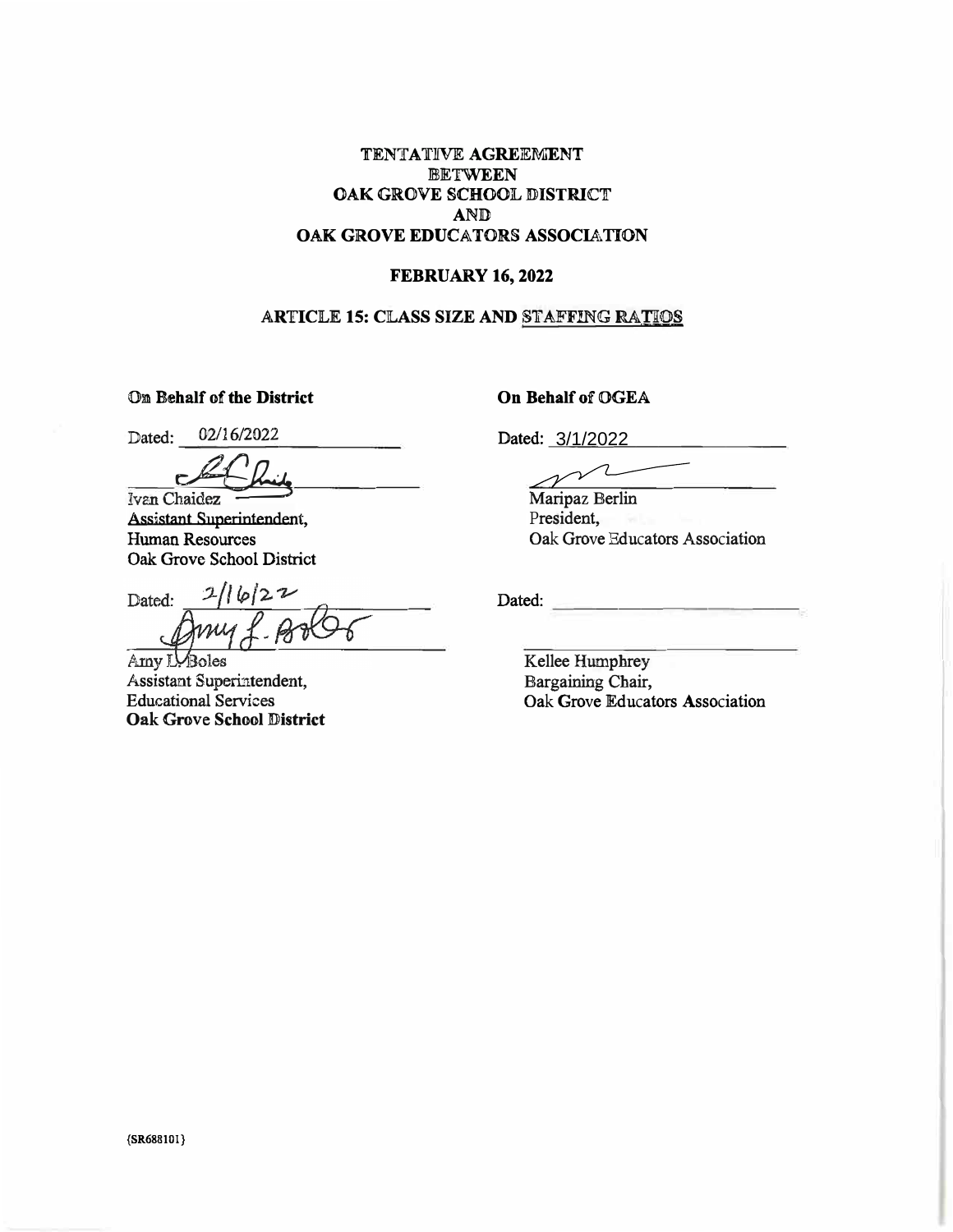**TENTATIVE AGREEMENT**
**BETWEEN**
**OAK GROVE SCHOOL DISTRICT**
**AND**
**OAK GROVE EDUCATORS ASSOCIATION**

**FEBRUARY 16, 2022**

**ARTICLE 15: CLASS SIZE AND STAFFING RATIOS**

**On Behalf of the District**

Dated: 02/16/2022

Ivan Chaidez
Assistant Superintendent,
Human Resources
Oak Grove School District

Dated: 2/16/22

Amy L. Boles
Assistant Superintendent,
Educational Services
**Oak Grove School District**

**On Behalf of OGEA**

Dated: 3/1/2022

Maripaz Berlin
President,
Oak Grove Educators Association

Dated: ____________________

Kellee Humphrey
Bargaining Chair,
Oak Grove Educators Association

{SR688101}